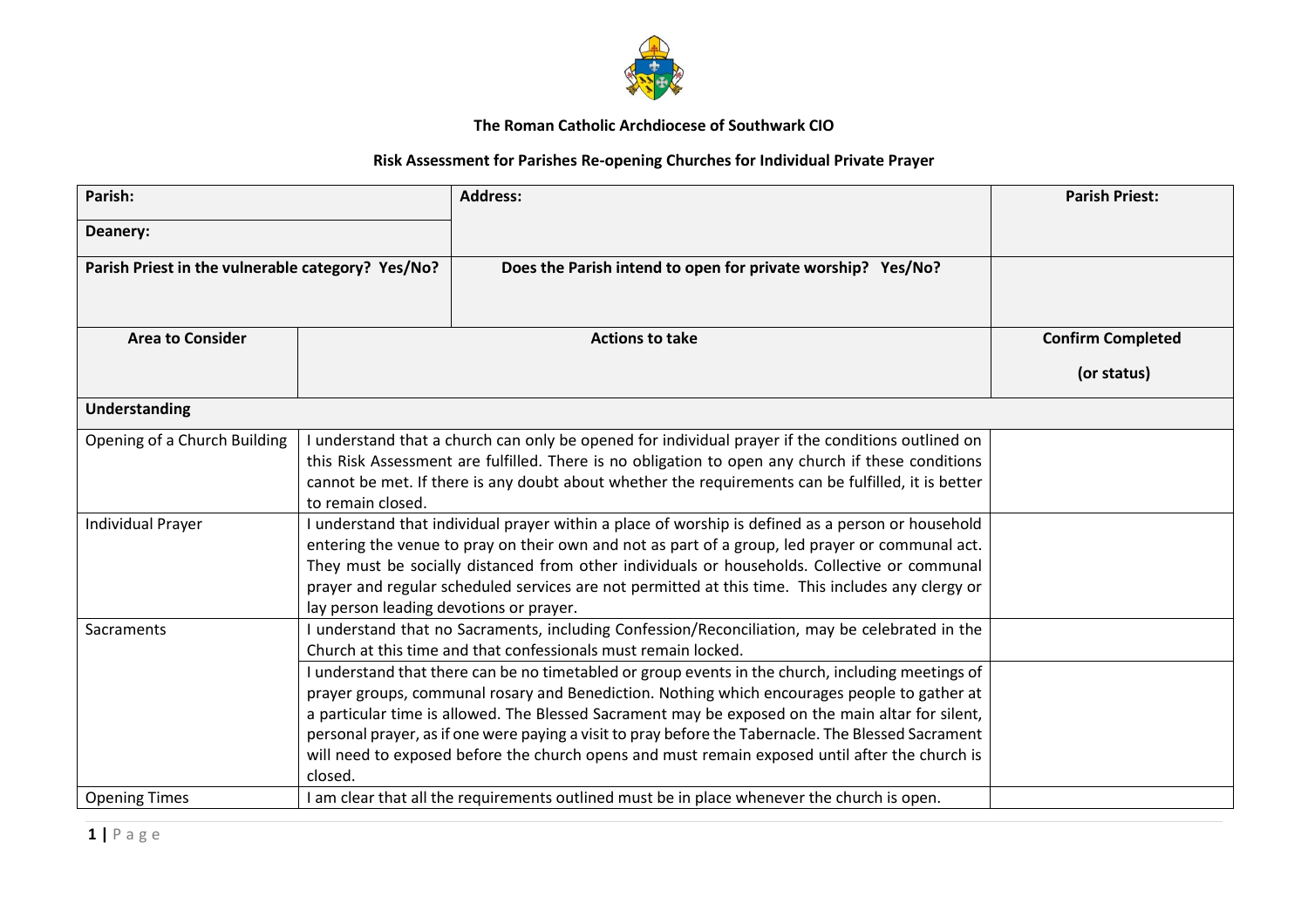**The Roman Catholic Archdiocese of Southwark CIO**

**Risk Assessment for Parishes Re-opening Churches for Individual Private Prayer**

| **Parish:** | | **Address:** | **Parish Priest:** |
|---|---|---|---|
| **Deanery:** | | | |
| **Parish Priest in the vulnerable category? Yes/No?** | | **Does the Parish intend to open for private worship? Yes/No?** | |
| **Area to Consider** | **Actions to take** | | **Confirm Completed (or status)** |
| **Understanding** | | | |
| Opening of a Church Building | I understand that a church can only be opened for individual prayer if the conditions outlined on this Risk Assessment are fulfilled. There is no obligation to open any church if these conditions cannot be met. If there is any doubt about whether the requirements can be fulfilled, it is better to remain closed. | | |
| Individual Prayer | I understand that individual prayer within a place of worship is defined as a person or household entering the venue to pray on their own and not as part of a group, led prayer or communal act. They must be socially distanced from other individuals or households. Collective or communal prayer and regular scheduled services are not permitted at this time. This includes any clergy or lay person leading devotions or prayer. | | |
| Sacraments | I understand that no Sacraments, including Confession/Reconciliation, may be celebrated in the Church at this time and that confessionals must remain locked. | | |
| | I understand that there can be no timetabled or group events in the church, including meetings of prayer groups, communal rosary and Benediction. Nothing which encourages people to gather at a particular time is allowed. The Blessed Sacrament may be exposed on the main altar for silent, personal prayer, as if one were paying a visit to pray before the Tabernacle. The Blessed Sacrament will need to exposed before the church opens and must remain exposed until after the church is closed. | | |
| Opening Times | I am clear that all the requirements outlined must be in place whenever the church is open. | | |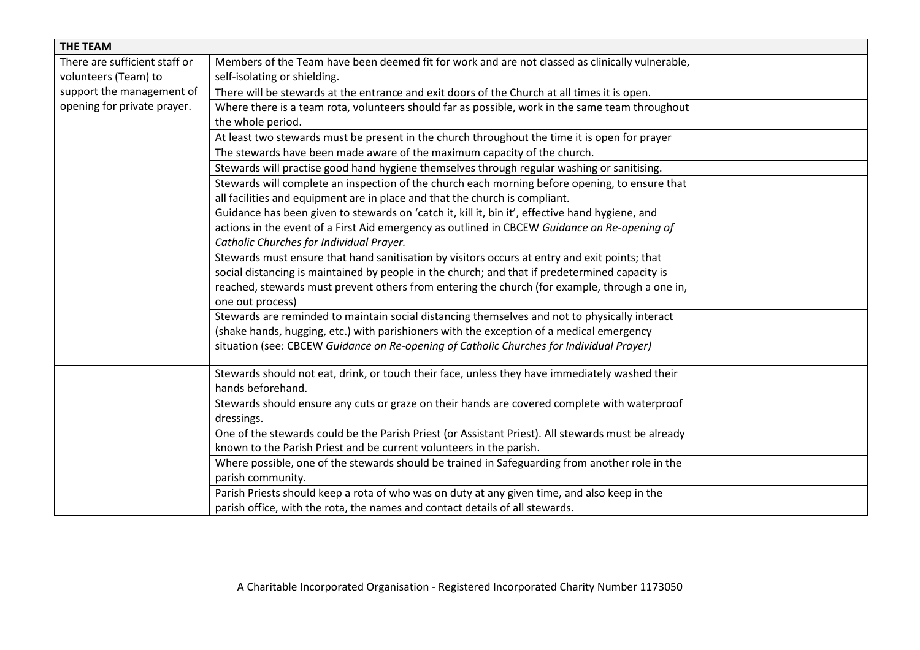| THE TEAM | | |
|---|---|---|
| There are sufficient staff or volunteers (Team) to support the management of opening for private prayer. | Members of the Team have been deemed fit for work and are not classed as clinically vulnerable, self-isolating or shielding. | |
| | There will be stewards at the entrance and exit doors of the Church at all times it is open. | |
| | Where there is a team rota, volunteers should far as possible, work in the same team throughout the whole period. | |
| | At least two stewards must be present in the church throughout the time it is open for prayer | |
| | The stewards have been made aware of the maximum capacity of the church. | |
| | Stewards will practise good hand hygiene themselves through regular washing or sanitising. | |
| | Stewards will complete an inspection of the church each morning before opening, to ensure that all facilities and equipment are in place and that the church is compliant. | |
| | Guidance has been given to stewards on 'catch it, kill it, bin it', effective hand hygiene, and actions in the event of a First Aid emergency as outlined in CBCEW *Guidance on Re-opening of Catholic Churches for Individual Prayer.* | |
| | Stewards must ensure that hand sanitisation by visitors occurs at entry and exit points; that social distancing is maintained by people in the church; and that if predetermined capacity is reached, stewards must prevent others from entering the church (for example, through a one in, one out process) | |
| | Stewards are reminded to maintain social distancing themselves and not to physically interact (shake hands, hugging, etc.) with parishioners with the exception of a medical emergency situation (see: CBCEW *Guidance on Re-opening of Catholic Churches for Individual Prayer)* | |
| | Stewards should not eat, drink, or touch their face, unless they have immediately washed their hands beforehand. | |
| | Stewards should ensure any cuts or graze on their hands are covered complete with waterproof dressings. | |
| | One of the stewards could be the Parish Priest (or Assistant Priest). All stewards must be already known to the Parish Priest and be current volunteers in the parish. | |
| | Where possible, one of the stewards should be trained in Safeguarding from another role in the parish community. | |
| | Parish Priests should keep a rota of who was on duty at any given time, and also keep in the parish office, with the rota, the names and contact details of all stewards. | |

A Charitable Incorporated Organisation - Registered Incorporated Charity Number 1173050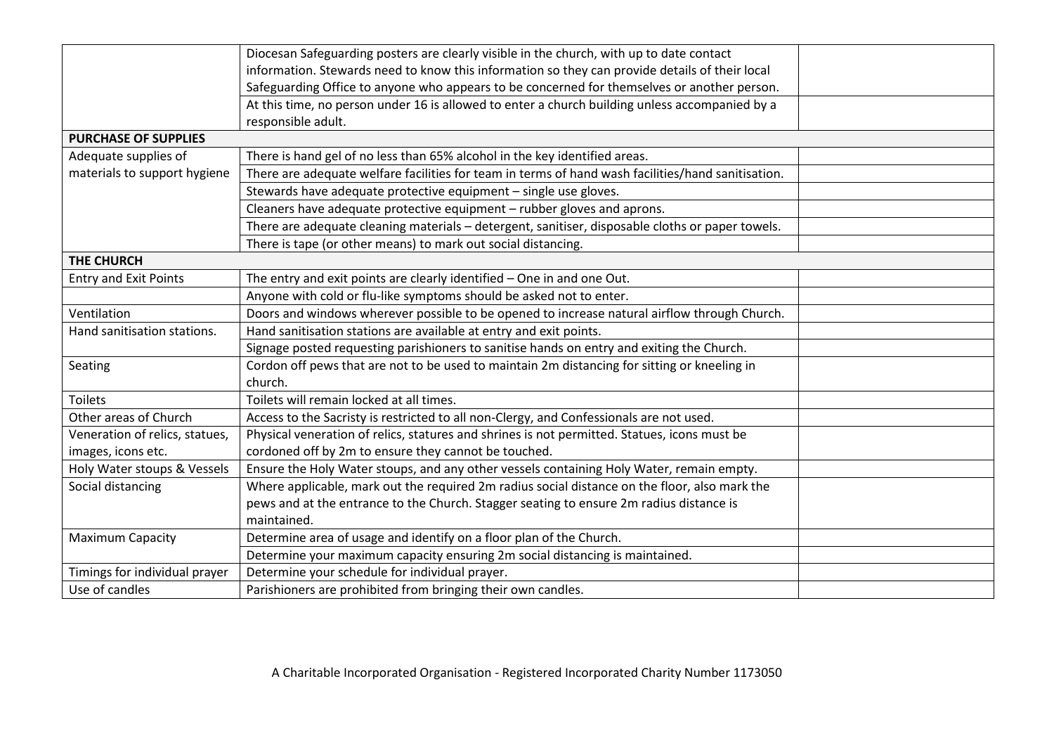| | | |
|---|---|---|
| | Diocesan Safeguarding posters are clearly visible in the church, with up to date contact information. Stewards need to know this information so they can provide details of their local Safeguarding Office to anyone who appears to be concerned for themselves or another person. | |
| | At this time, no person under 16 is allowed to enter a church building unless accompanied by a responsible adult. | |
| **PURCHASE OF SUPPLIES** | | |
| Adequate supplies of materials to support hygiene | There is hand gel of no less than 65% alcohol in the key identified areas. | |
| | There are adequate welfare facilities for team in terms of hand wash facilities/hand sanitisation. | |
| | Stewards have adequate protective equipment – single use gloves. | |
| | Cleaners have adequate protective equipment – rubber gloves and aprons. | |
| | There are adequate cleaning materials – detergent, sanitiser, disposable cloths or paper towels. | |
| | There is tape (or other means) to mark out social distancing. | |
| **THE CHURCH** | | |
| Entry and Exit Points | The entry and exit points are clearly identified – One in and one Out. | |
| | Anyone with cold or flu-like symptoms should be asked not to enter. | |
| Ventilation | Doors and windows wherever possible to be opened to increase natural airflow through Church. | |
| Hand sanitisation stations. | Hand sanitisation stations are available at entry and exit points. | |
| | Signage posted requesting parishioners to sanitise hands on entry and exiting the Church. | |
| Seating | Cordon off pews that are not to be used to maintain 2m distancing for sitting or kneeling in church. | |
| Toilets | Toilets will remain locked at all times. | |
| Other areas of Church | Access to the Sacristy is restricted to all non-Clergy, and Confessionals are not used. | |
| Veneration of relics, statues, images, icons etc. | Physical veneration of relics, statures and shrines is not permitted. Statues, icons must be cordoned off by 2m to ensure they cannot be touched. | |
| Holy Water stoups & Vessels | Ensure the Holy Water stoups, and any other vessels containing Holy Water, remain empty. | |
| Social distancing | Where applicable, mark out the required 2m radius social distance on the floor, also mark the pews and at the entrance to the Church. Stagger seating to ensure 2m radius distance is maintained. | |
| Maximum Capacity | Determine area of usage and identify on a floor plan of the Church. | |
| | Determine your maximum capacity ensuring 2m social distancing is maintained. | |
| Timings for individual prayer | Determine your schedule for individual prayer. | |
| Use of candles | Parishioners are prohibited from bringing their own candles. | |

A Charitable Incorporated Organisation - Registered Incorporated Charity Number 1173050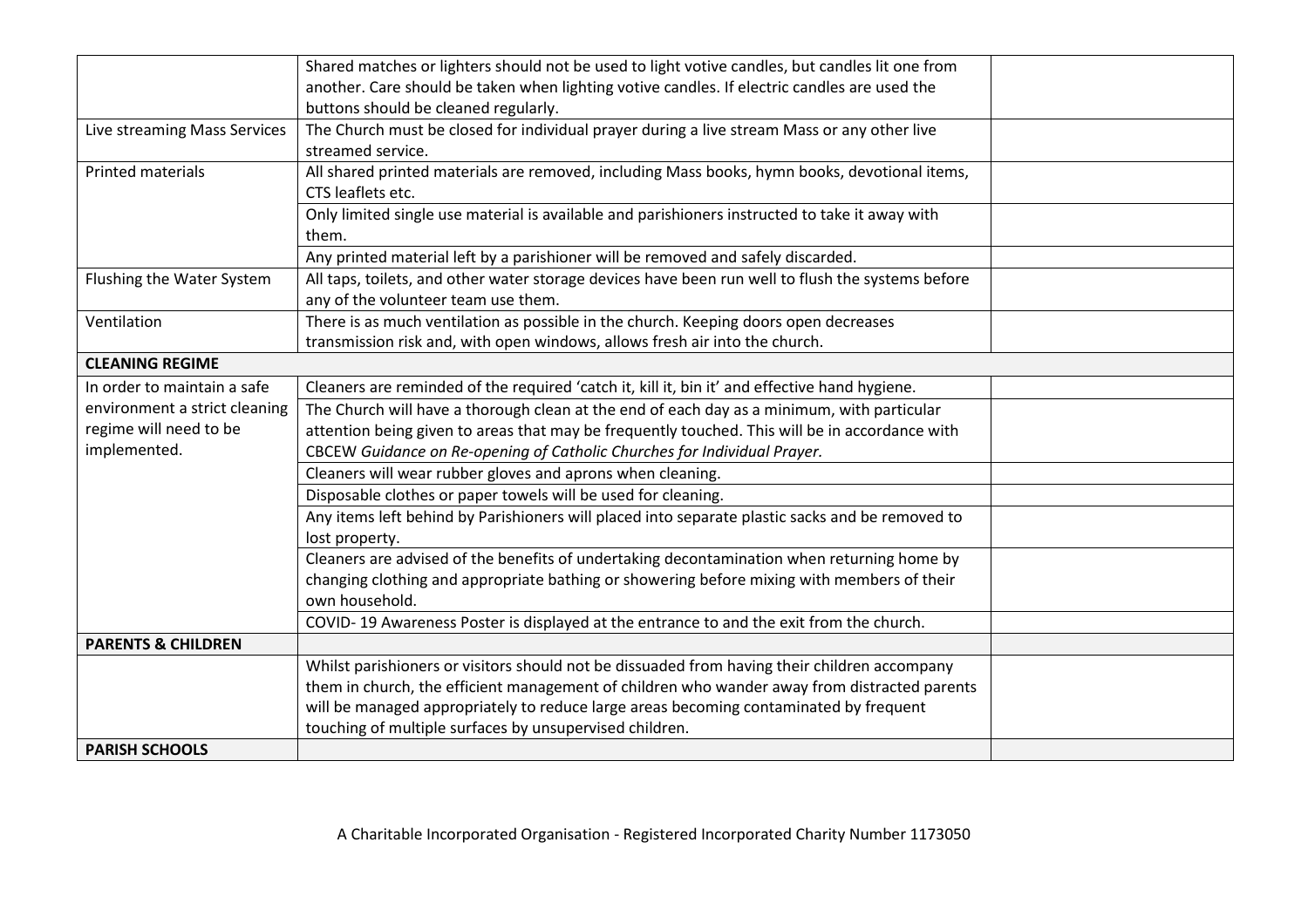| | | |
|---|---|---|
| | Shared matches or lighters should not be used to light votive candles, but candles lit one from another. Care should be taken when lighting votive candles. If electric candles are used the buttons should be cleaned regularly. | |
| Live streaming Mass Services | The Church must be closed for individual prayer during a live stream Mass or any other live streamed service. | |
| Printed materials | All shared printed materials are removed, including Mass books, hymn books, devotional items, CTS leaflets etc. | |
| | Only limited single use material is available and parishioners instructed to take it away with them. | |
| | Any printed material left by a parishioner will be removed and safely discarded. | |
| Flushing the Water System | All taps, toilets, and other water storage devices have been run well to flush the systems before any of the volunteer team use them. | |
| Ventilation | There is as much ventilation as possible in the church. Keeping doors open decreases transmission risk and, with open windows, allows fresh air into the church. | |
| **CLEANING REGIME** | | |
| In order to maintain a safe environment a strict cleaning regime will need to be implemented. | Cleaners are reminded of the required 'catch it, kill it, bin it' and effective hand hygiene. | |
| | The Church will have a thorough clean at the end of each day as a minimum, with particular attention being given to areas that may be frequently touched. This will be in accordance with CBCEW *Guidance on Re-opening of Catholic Churches for Individual Prayer.* | |
| | Cleaners will wear rubber gloves and aprons when cleaning. | |
| | Disposable clothes or paper towels will be used for cleaning. | |
| | Any items left behind by Parishioners will placed into separate plastic sacks and be removed to lost property. | |
| | Cleaners are advised of the benefits of undertaking decontamination when returning home by changing clothing and appropriate bathing or showering before mixing with members of their own household. | |
| | COVID- 19 Awareness Poster is displayed at the entrance to and the exit from the church. | |
| **PARENTS & CHILDREN** | | |
| | Whilst parishioners or visitors should not be dissuaded from having their children accompany them in church, the efficient management of children who wander away from distracted parents will be managed appropriately to reduce large areas becoming contaminated by frequent touching of multiple surfaces by unsupervised children. | |
| **PARISH SCHOOLS** | | |

A Charitable Incorporated Organisation - Registered Incorporated Charity Number 1173050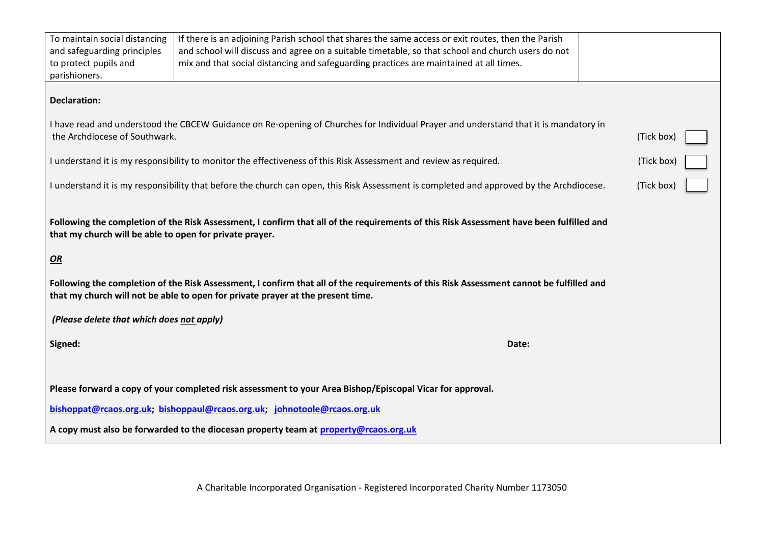| | | |
|---|---|---|
| To maintain social distancing and safeguarding principles to protect pupils and parishioners. | If there is an adjoining Parish school that shares the same access or exit routes, then the Parish and school will discuss and agree on a suitable timetable, so that school and church users do not mix and that social distancing and safeguarding practices are maintained at all times. | |

**Declaration:**

I have read and understood the CBCEW Guidance on Re-opening of Churches for Individual Prayer and understand that it is mandatory in the Archdiocese of Southwark. (Tick box) ☐

I understand it is my responsibility to monitor the effectiveness of this Risk Assessment and review as required. (Tick box) ☐

I understand it is my responsibility that before the church can open, this Risk Assessment is completed and approved by the Archdiocese. (Tick box) ☐

**Following the completion of the Risk Assessment, I confirm that all of the requirements of this Risk Assessment have been fulfilled and that my church will be able to open for private prayer.**

***OR***

**Following the completion of the Risk Assessment, I confirm that all of the requirements of this Risk Assessment cannot be fulfilled and that my church will not be able to open for private prayer at the present time.**

***(Please delete that which does not apply)***

**Signed:** **Date:**

**Please forward a copy of your completed risk assessment to your Area Bishop/Episcopal Vicar for approval.**

**bishoppat@rcaos.org.uk; bishoppaul@rcaos.org.uk; johnotoole@rcaos.org.uk**

**A copy must also be forwarded to the diocesan property team at property@rcaos.org.uk**

A Charitable Incorporated Organisation - Registered Incorporated Charity Number 1173050